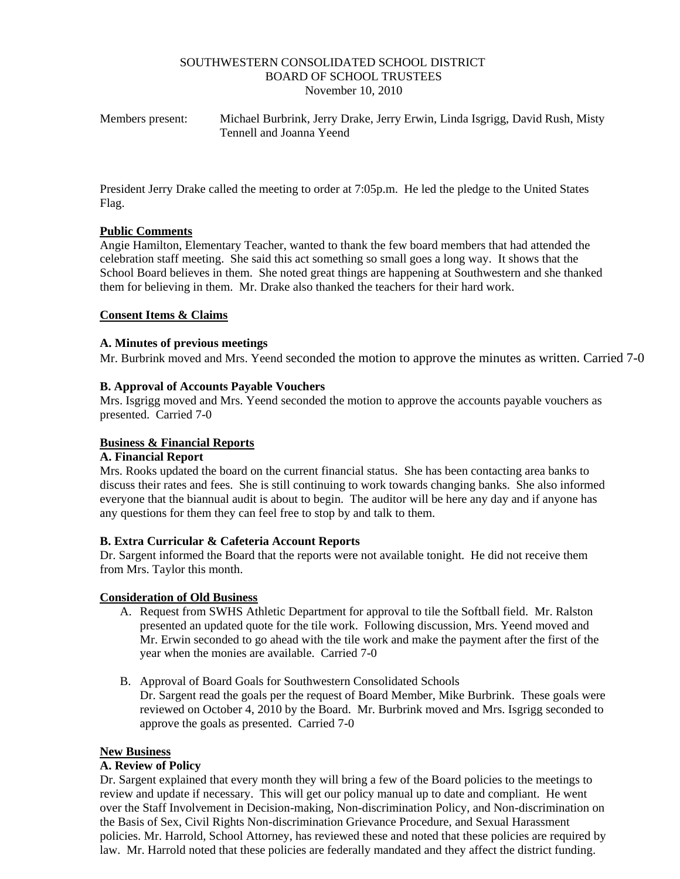SOUTHWESTERN CONSOLIDATED SCHOOL DISTRICT
BOARD OF SCHOOL TRUSTEES
November 10, 2010

Members present: Michael Burbrink, Jerry Drake, Jerry Erwin, Linda Isgrigg, David Rush, Misty Tennell and Joanna Yeend

President Jerry Drake called the meeting to order at 7:05p.m. He led the pledge to the United States Flag.

**Public Comments**

Angie Hamilton, Elementary Teacher, wanted to thank the few board members that had attended the celebration staff meeting. She said this act something so small goes a long way. It shows that the School Board believes in them. She noted great things are happening at Southwestern and she thanked them for believing in them. Mr. Drake also thanked the teachers for their hard work.

**Consent Items & Claims**

**A. Minutes of previous meetings**

Mr. Burbrink moved and Mrs. Yeend seconded the motion to approve the minutes as written. Carried 7-0

**B. Approval of Accounts Payable Vouchers**

Mrs. Isgrigg moved and Mrs. Yeend seconded the motion to approve the accounts payable vouchers as presented. Carried 7-0

**Business & Financial Reports**

**A. Financial Report**

Mrs. Rooks updated the board on the current financial status. She has been contacting area banks to discuss their rates and fees. She is still continuing to work towards changing banks. She also informed everyone that the biannual audit is about to begin. The auditor will be here any day and if anyone has any questions for them they can feel free to stop by and talk to them.

**B. Extra Curricular & Cafeteria Account Reports**

Dr. Sargent informed the Board that the reports were not available tonight. He did not receive them from Mrs. Taylor this month.

**Consideration of Old Business**

A. Request from SWHS Athletic Department for approval to tile the Softball field. Mr. Ralston presented an updated quote for the tile work. Following discussion, Mrs. Yeend moved and Mr. Erwin seconded to go ahead with the tile work and make the payment after the first of the year when the monies are available. Carried 7-0

B. Approval of Board Goals for Southwestern Consolidated Schools
Dr. Sargent read the goals per the request of Board Member, Mike Burbrink. These goals were reviewed on October 4, 2010 by the Board. Mr. Burbrink moved and Mrs. Isgrigg seconded to approve the goals as presented. Carried 7-0

**New Business**

**A. Review of Policy**

Dr. Sargent explained that every month they will bring a few of the Board policies to the meetings to review and update if necessary. This will get our policy manual up to date and compliant. He went over the Staff Involvement in Decision-making, Non-discrimination Policy, and Non-discrimination on the Basis of Sex, Civil Rights Non-discrimination Grievance Procedure, and Sexual Harassment policies. Mr. Harrold, School Attorney, has reviewed these and noted that these policies are required by law. Mr. Harrold noted that these policies are federally mandated and they affect the district funding.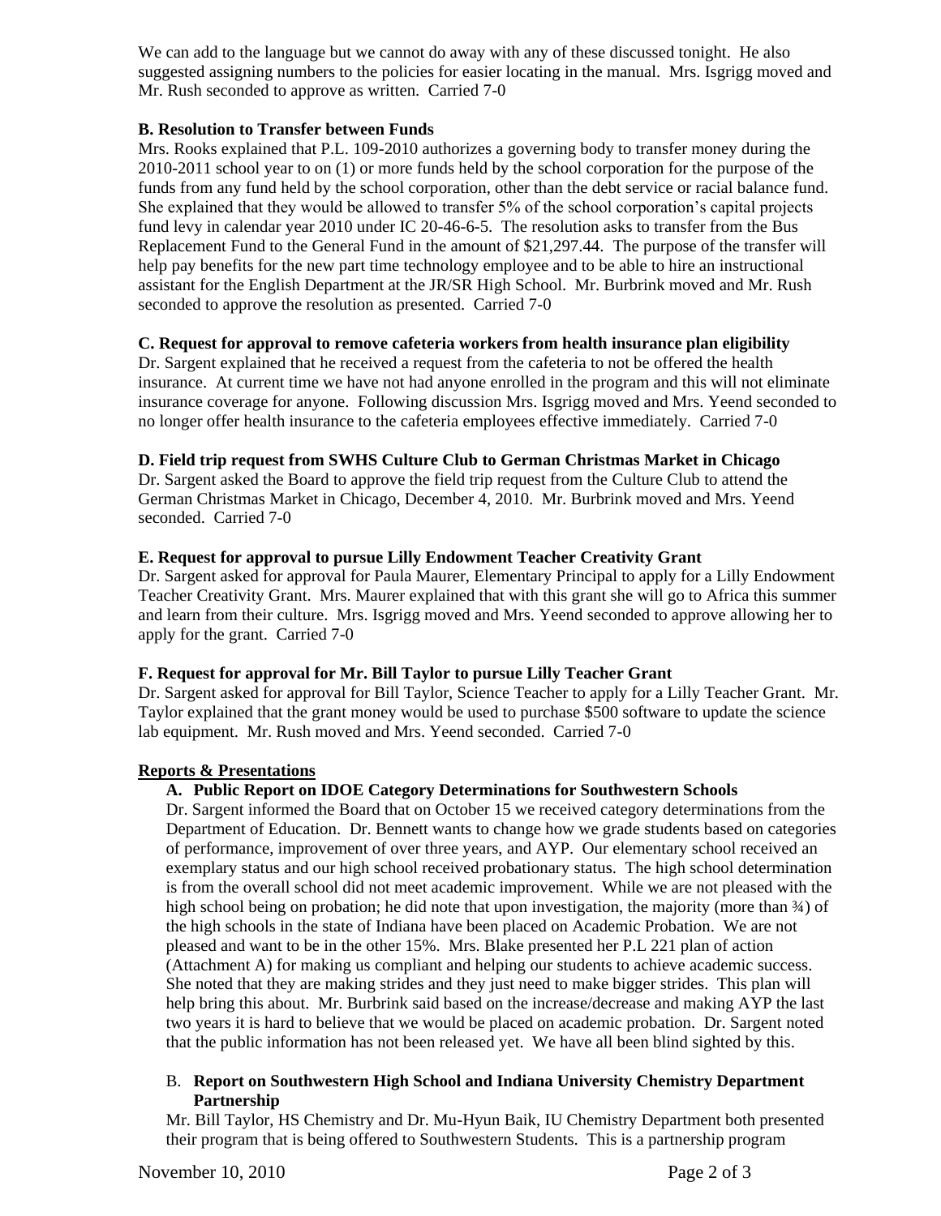We can add to the language but we cannot do away with any of these discussed tonight. He also suggested assigning numbers to the policies for easier locating in the manual. Mrs. Isgrigg moved and Mr. Rush seconded to approve as written. Carried 7-0

**B. Resolution to Transfer between Funds**

Mrs. Rooks explained that P.L. 109-2010 authorizes a governing body to transfer money during the 2010-2011 school year to on (1) or more funds held by the school corporation for the purpose of the funds from any fund held by the school corporation, other than the debt service or racial balance fund. She explained that they would be allowed to transfer 5% of the school corporation's capital projects fund levy in calendar year 2010 under IC 20-46-6-5. The resolution asks to transfer from the Bus Replacement Fund to the General Fund in the amount of $21,297.44. The purpose of the transfer will help pay benefits for the new part time technology employee and to be able to hire an instructional assistant for the English Department at the JR/SR High School. Mr. Burbrink moved and Mr. Rush seconded to approve the resolution as presented. Carried 7-0

**C. Request for approval to remove cafeteria workers from health insurance plan eligibility**

Dr. Sargent explained that he received a request from the cafeteria to not be offered the health insurance. At current time we have not had anyone enrolled in the program and this will not eliminate insurance coverage for anyone. Following discussion Mrs. Isgrigg moved and Mrs. Yeend seconded to no longer offer health insurance to the cafeteria employees effective immediately. Carried 7-0

**D. Field trip request from SWHS Culture Club to German Christmas Market in Chicago**

Dr. Sargent asked the Board to approve the field trip request from the Culture Club to attend the German Christmas Market in Chicago, December 4, 2010. Mr. Burbrink moved and Mrs. Yeend seconded. Carried 7-0

**E. Request for approval to pursue Lilly Endowment Teacher Creativity Grant**

Dr. Sargent asked for approval for Paula Maurer, Elementary Principal to apply for a Lilly Endowment Teacher Creativity Grant. Mrs. Maurer explained that with this grant she will go to Africa this summer and learn from their culture. Mrs. Isgrigg moved and Mrs. Yeend seconded to approve allowing her to apply for the grant. Carried 7-0

**F. Request for approval for Mr. Bill Taylor to pursue Lilly Teacher Grant**

Dr. Sargent asked for approval for Bill Taylor, Science Teacher to apply for a Lilly Teacher Grant. Mr. Taylor explained that the grant money would be used to purchase $500 software to update the science lab equipment. Mr. Rush moved and Mrs. Yeend seconded. Carried 7-0

**Reports & Presentations**

**A. Public Report on IDOE Category Determinations for Southwestern Schools**

Dr. Sargent informed the Board that on October 15 we received category determinations from the Department of Education. Dr. Bennett wants to change how we grade students based on categories of performance, improvement of over three years, and AYP. Our elementary school received an exemplary status and our high school received probationary status. The high school determination is from the overall school did not meet academic improvement. While we are not pleased with the high school being on probation; he did note that upon investigation, the majority (more than ¾) of the high schools in the state of Indiana have been placed on Academic Probation. We are not pleased and want to be in the other 15%. Mrs. Blake presented her P.L 221 plan of action (Attachment A) for making us compliant and helping our students to achieve academic success. She noted that they are making strides and they just need to make bigger strides. This plan will help bring this about. Mr. Burbrink said based on the increase/decrease and making AYP the last two years it is hard to believe that we would be placed on academic probation. Dr. Sargent noted that the public information has not been released yet. We have all been blind sighted by this.

**B. Report on Southwestern High School and Indiana University Chemistry Department Partnership**

Mr. Bill Taylor, HS Chemistry and Dr. Mu-Hyun Baik, IU Chemistry Department both presented their program that is being offered to Southwestern Students. This is a partnership program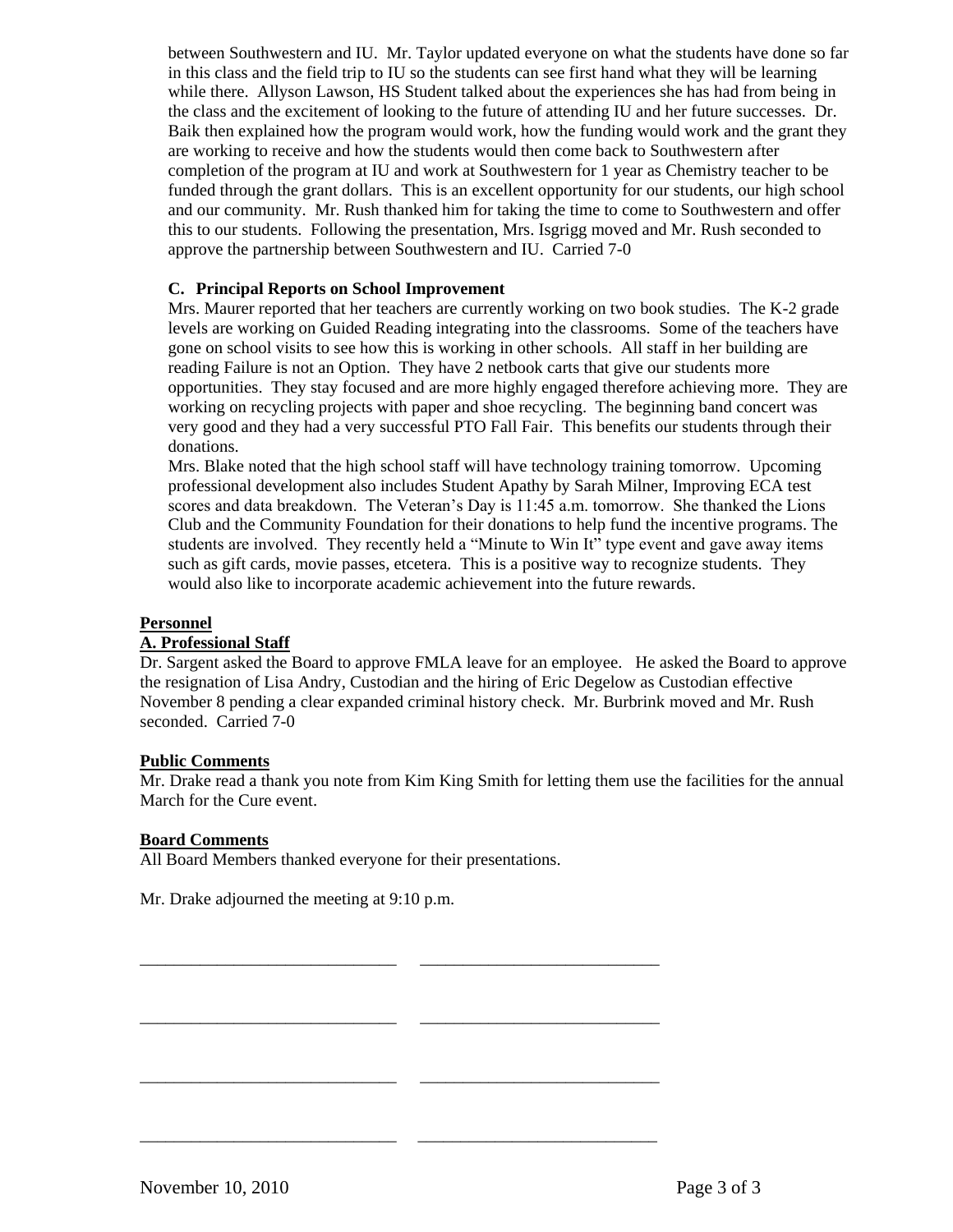between Southwestern and IU. Mr. Taylor updated everyone on what the students have done so far in this class and the field trip to IU so the students can see first hand what they will be learning while there. Allyson Lawson, HS Student talked about the experiences she has had from being in the class and the excitement of looking to the future of attending IU and her future successes. Dr. Baik then explained how the program would work, how the funding would work and the grant they are working to receive and how the students would then come back to Southwestern after completion of the program at IU and work at Southwestern for 1 year as Chemistry teacher to be funded through the grant dollars. This is an excellent opportunity for our students, our high school and our community. Mr. Rush thanked him for taking the time to come to Southwestern and offer this to our students. Following the presentation, Mrs. Isgrigg moved and Mr. Rush seconded to approve the partnership between Southwestern and IU. Carried 7-0

**C. Principal Reports on School Improvement**

Mrs. Maurer reported that her teachers are currently working on two book studies. The K-2 grade levels are working on Guided Reading integrating into the classrooms. Some of the teachers have gone on school visits to see how this is working in other schools. All staff in her building are reading Failure is not an Option. They have 2 netbook carts that give our students more opportunities. They stay focused and are more highly engaged therefore achieving more. They are working on recycling projects with paper and shoe recycling. The beginning band concert was very good and they had a very successful PTO Fall Fair. This benefits our students through their donations.

Mrs. Blake noted that the high school staff will have technology training tomorrow. Upcoming professional development also includes Student Apathy by Sarah Milner, Improving ECA test scores and data breakdown. The Veteran's Day is 11:45 a.m. tomorrow. She thanked the Lions Club and the Community Foundation for their donations to help fund the incentive programs. The students are involved. They recently held a "Minute to Win It" type event and gave away items such as gift cards, movie passes, etcetera. This is a positive way to recognize students. They would also like to incorporate academic achievement into the future rewards.

**Personnel**

**A. Professional Staff**

Dr. Sargent asked the Board to approve FMLA leave for an employee. He asked the Board to approve the resignation of Lisa Andry, Custodian and the hiring of Eric Degelow as Custodian effective November 8 pending a clear expanded criminal history check. Mr. Burbrink moved and Mr. Rush seconded. Carried 7-0

**Public Comments**

Mr. Drake read a thank you note from Kim King Smith for letting them use the facilities for the annual March for the Cure event.

**Board Comments**

All Board Members thanked everyone for their presentations.

Mr. Drake adjourned the meeting at 9:10 p.m.

______________________________ ____________________________

______________________________ ____________________________

______________________________ ____________________________

______________________________ ____________________________

November 10, 2010